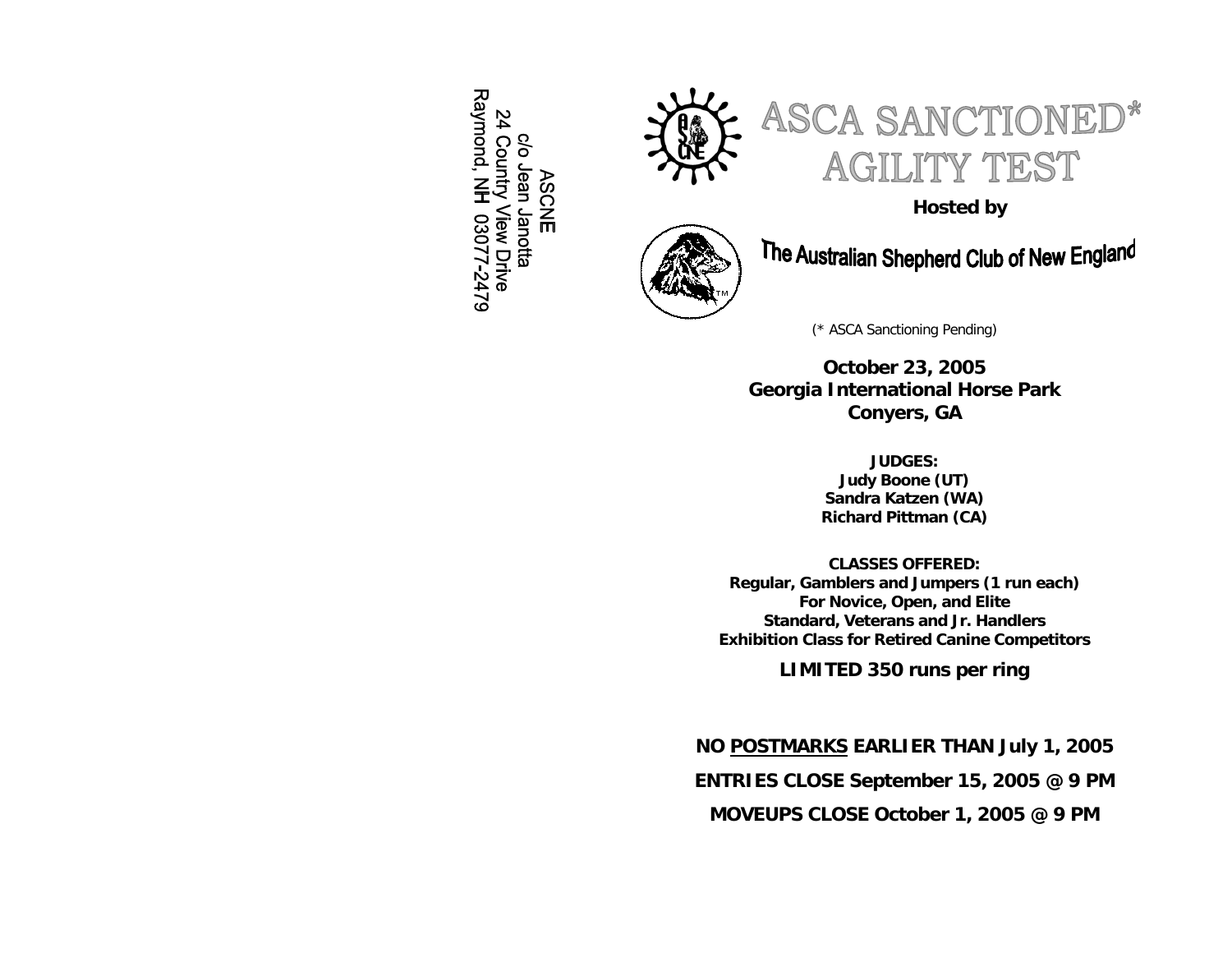ASCNE
c/o Jean Janotta
24 Country View Drive
Raymond, NH 03077-2479

# ASCA SANCTIONED* AGILITY TEST

**Hosted by**

## The Australian Shepherd Club of New England

(* ASCA Sanctioning Pending)

**October 23, 2005**
**Georgia International Horse Park**
**Conyers, GA**

**JUDGES:**
**Judy Boone (UT)**
**Sandra Katzen (WA)**
**Richard Pittman (CA)**

**CLASSES OFFERED:**
**Regular, Gamblers and Jumpers (1 run each)**
**For Novice, Open, and Elite**
**Standard, Veterans and Jr. Handlers**
**Exhibition Class for Retired Canine Competitors**

**LIMITED 350 runs per ring**

**NO POSTMARKS EARLIER THAN July 1, 2005**

**ENTRIES CLOSE September 15, 2005 @ 9 PM**

**MOVEUPS CLOSE October 1, 2005 @ 9 PM**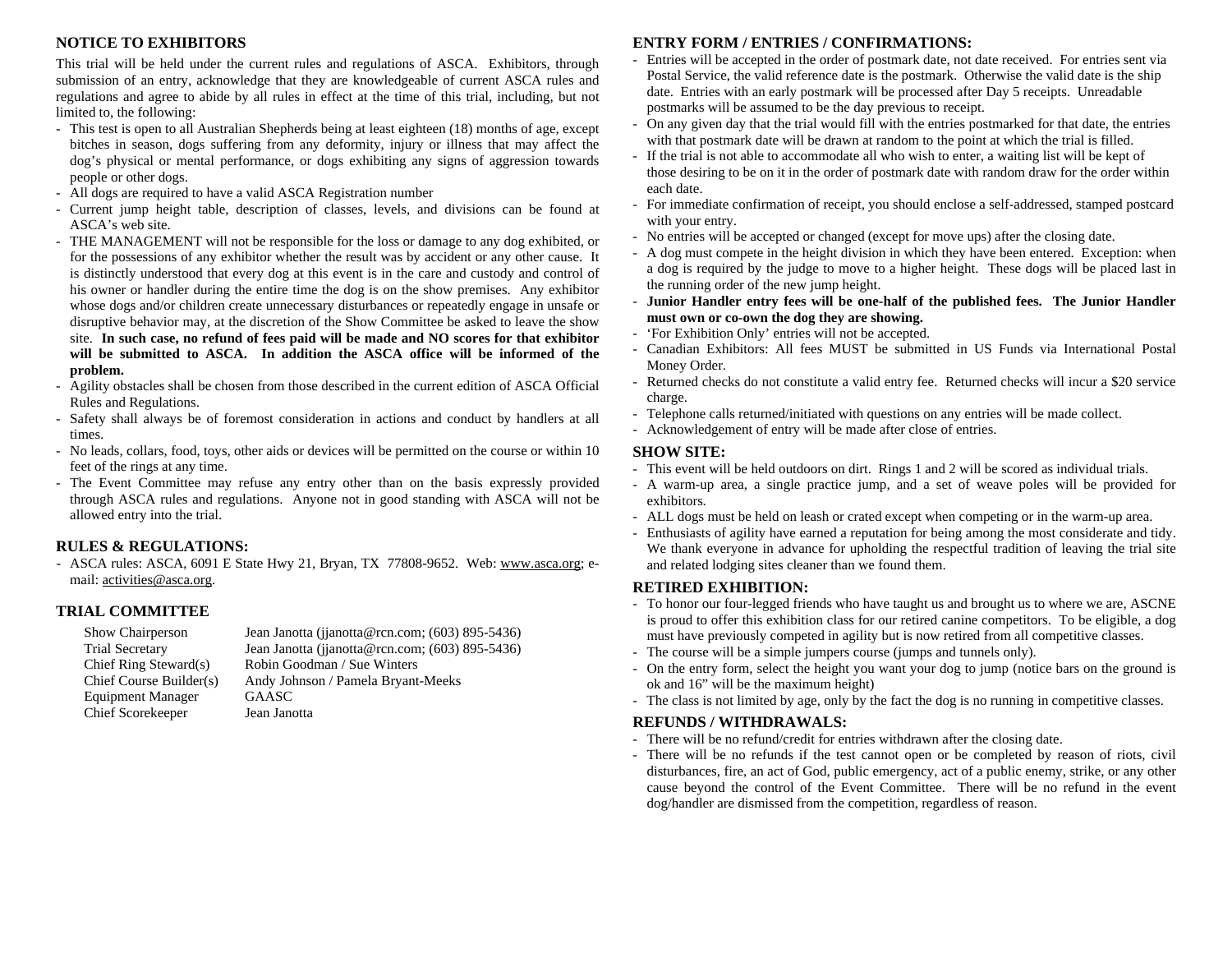## NOTICE TO EXHIBITORS

This trial will be held under the current rules and regulations of ASCA. Exhibitors, through submission of an entry, acknowledge that they are knowledgeable of current ASCA rules and regulations and agree to abide by all rules in effect at the time of this trial, including, but not limited to, the following:

- This test is open to all Australian Shepherds being at least eighteen (18) months of age, except bitches in season, dogs suffering from any deformity, injury or illness that may affect the dog's physical or mental performance, or dogs exhibiting any signs of aggression towards people or other dogs.
- All dogs are required to have a valid ASCA Registration number
- Current jump height table, description of classes, levels, and divisions can be found at ASCA's web site.
- THE MANAGEMENT will not be responsible for the loss or damage to any dog exhibited, or for the possessions of any exhibitor whether the result was by accident or any other cause. It is distinctly understood that every dog at this event is in the care and custody and control of his owner or handler during the entire time the dog is on the show premises. Any exhibitor whose dogs and/or children create unnecessary disturbances or repeatedly engage in unsafe or disruptive behavior may, at the discretion of the Show Committee be asked to leave the show site. **In such case, no refund of fees paid will be made and NO scores for that exhibitor will be submitted to ASCA. In addition the ASCA office will be informed of the problem.**
- Agility obstacles shall be chosen from those described in the current edition of ASCA Official Rules and Regulations.
- Safety shall always be of foremost consideration in actions and conduct by handlers at all times.
- No leads, collars, food, toys, other aids or devices will be permitted on the course or within 10 feet of the rings at any time.
- The Event Committee may refuse any entry other than on the basis expressly provided through ASCA rules and regulations. Anyone not in good standing with ASCA will not be allowed entry into the trial.

## RULES & REGULATIONS:

- ASCA rules: ASCA, 6091 E State Hwy 21, Bryan, TX 77808-9652. Web: www.asca.org; e-mail: activities@asca.org.

## TRIAL COMMITTEE

| | |
|---|---|
| Show Chairperson | Jean Janotta (jjanotta@rcn.com; (603) 895-5436) |
| Trial Secretary | Jean Janotta (jjanotta@rcn.com; (603) 895-5436) |
| Chief Ring Steward(s) | Robin Goodman / Sue Winters |
| Chief Course Builder(s) | Andy Johnson / Pamela Bryant-Meeks |
| Equipment Manager | GAASC |
| Chief Scorekeeper | Jean Janotta |

## ENTRY FORM / ENTRIES / CONFIRMATIONS:

- Entries will be accepted in the order of postmark date, not date received. For entries sent via Postal Service, the valid reference date is the postmark. Otherwise the valid date is the ship date. Entries with an early postmark will be processed after Day 5 receipts. Unreadable postmarks will be assumed to be the day previous to receipt.
- On any given day that the trial would fill with the entries postmarked for that date, the entries with that postmark date will be drawn at random to the point at which the trial is filled.
- If the trial is not able to accommodate all who wish to enter, a waiting list will be kept of those desiring to be on it in the order of postmark date with random draw for the order within each date.
- For immediate confirmation of receipt, you should enclose a self-addressed, stamped postcard with your entry.
- No entries will be accepted or changed (except for move ups) after the closing date.
- A dog must compete in the height division in which they have been entered. Exception: when a dog is required by the judge to move to a higher height. These dogs will be placed last in the running order of the new jump height.
- **Junior Handler entry fees will be one-half of the published fees. The Junior Handler must own or co-own the dog they are showing.**
- 'For Exhibition Only' entries will not be accepted.
- Canadian Exhibitors: All fees MUST be submitted in US Funds via International Postal Money Order.
- Returned checks do not constitute a valid entry fee. Returned checks will incur a $20 service charge.
- Telephone calls returned/initiated with questions on any entries will be made collect.
- Acknowledgement of entry will be made after close of entries.

## SHOW SITE:

- This event will be held outdoors on dirt. Rings 1 and 2 will be scored as individual trials.
- A warm-up area, a single practice jump, and a set of weave poles will be provided for exhibitors.
- ALL dogs must be held on leash or crated except when competing or in the warm-up area.
- Enthusiasts of agility have earned a reputation for being among the most considerate and tidy. We thank everyone in advance for upholding the respectful tradition of leaving the trial site and related lodging sites cleaner than we found them.

## RETIRED EXHIBITION:

- To honor our four-legged friends who have taught us and brought us to where we are, ASCNE is proud to offer this exhibition class for our retired canine competitors. To be eligible, a dog must have previously competed in agility but is now retired from all competitive classes.
- The course will be a simple jumpers course (jumps and tunnels only).
- On the entry form, select the height you want your dog to jump (notice bars on the ground is ok and 16" will be the maximum height)
- The class is not limited by age, only by the fact the dog is no running in competitive classes.

## REFUNDS / WITHDRAWALS:

- There will be no refund/credit for entries withdrawn after the closing date.
- There will be no refunds if the test cannot open or be completed by reason of riots, civil disturbances, fire, an act of God, public emergency, act of a public enemy, strike, or any other cause beyond the control of the Event Committee. There will be no refund in the event dog/handler are dismissed from the competition, regardless of reason.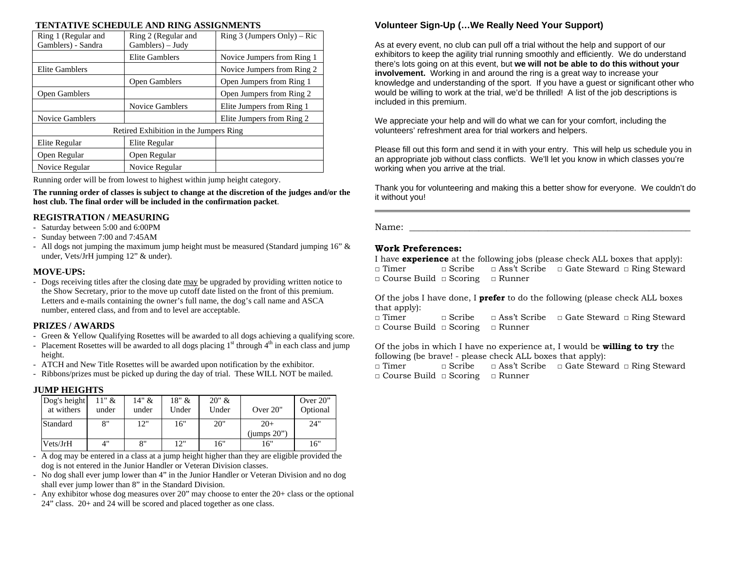## TENTATIVE SCHEDULE AND RING ASSIGNMENTS

| Ring 1 (Regular and Gamblers) - Sandra | Ring 2 (Regular and Gamblers) – Judy | Ring 3 (Jumpers Only) – Ric |
|---|---|---|
| | Elite Gamblers | Novice Jumpers from Ring 1 |
| Elite Gamblers | | Novice Jumpers from Ring 2 |
| | Open Gamblers | Open Jumpers from Ring 1 |
| Open Gamblers | | Open Jumpers from Ring 2 |
| | Novice Gamblers | Elite Jumpers from Ring 1 |
| Novice Gamblers | | Elite Jumpers from Ring 2 |
| Retired Exhibition in the Jumpers Ring | | |
| Elite Regular | Elite Regular | |
| Open Regular | Open Regular | |
| Novice Regular | Novice Regular | |

Running order will be from lowest to highest within jump height category.

**The running order of classes is subject to change at the discretion of the judges and/or the host club. The final order will be included in the confirmation packet**.

### REGISTRATION / MEASURING

- Saturday between 5:00 and 6:00PM
- Sunday between 7:00 and 7:45AM
- All dogs not jumping the maximum jump height must be measured (Standard jumping 16" & under, Vets/JrH jumping 12" & under).

### MOVE-UPS:

- Dogs receiving titles after the closing date may be upgraded by providing written notice to the Show Secretary, prior to the move up cutoff date listed on the front of this premium. Letters and e-mails containing the owner's full name, the dog's call name and ASCA number, entered class, and from and to level are acceptable.

### PRIZES / AWARDS

- Green & Yellow Qualifying Rosettes will be awarded to all dogs achieving a qualifying score.
- Placement Rosettes will be awarded to all dogs placing 1st through 4th in each class and jump height.
- ATCH and New Title Rosettes will be awarded upon notification by the exhibitor.
- Ribbons/prizes must be picked up during the day of trial. These WILL NOT be mailed.

### JUMP HEIGHTS

| Dog's height at withers | 11" & under | 14" & under | 18" & Under | 20" & Under | Over 20" | Over 20" Optional |
|---|---|---|---|---|---|---|
| Standard | 8" | 12" | 16" | 20" | 20+ (jumps 20") | 24" |
| Vets/JrH | 4" | 8" | 12" | 16" | 16" | 16" |

- A dog may be entered in a class at a jump height higher than they are eligible provided the dog is not entered in the Junior Handler or Veteran Division classes.
- No dog shall ever jump lower than 4" in the Junior Handler or Veteran Division and no dog shall ever jump lower than 8" in the Standard Division.
- Any exhibitor whose dog measures over 20" may choose to enter the 20+ class or the optional 24" class. 20+ and 24 will be scored and placed together as one class.

## Volunteer Sign-Up (…We Really Need Your Support)

As at every event, no club can pull off a trial without the help and support of our exhibitors to keep the agility trial running smoothly and efficiently. We do understand there's lots going on at this event, but **we will not be able to do this without your involvement.** Working in and around the ring is a great way to increase your knowledge and understanding of the sport. If you have a guest or significant other who would be willing to work at the trial, we'd be thrilled! A list of the job descriptions is included in this premium.

We appreciate your help and will do what we can for your comfort, including the volunteers' refreshment area for trial workers and helpers.

Please fill out this form and send it in with your entry. This will help us schedule you in an appropriate job without class conflicts. We'll let you know in which classes you're working when you arrive at the trial.

Thank you for volunteering and making this a better show for everyone. We couldn't do it without you!

---

Name: ______________________________________________

### Work Preferences:

I have **experience** at the following jobs (please check ALL boxes that apply):
□ Timer □ Scribe □ Ass't Scribe □ Gate Steward □ Ring Steward
□ Course Build □ Scoring □ Runner

Of the jobs I have done, I **prefer** to do the following (please check ALL boxes that apply):
□ Timer □ Scribe □ Ass't Scribe □ Gate Steward □ Ring Steward
□ Course Build □ Scoring □ Runner

Of the jobs in which I have no experience at, I would be **willing to try** the following (be brave! - please check ALL boxes that apply):
□ Timer □ Scribe □ Ass't Scribe □ Gate Steward □ Ring Steward
□ Course Build □ Scoring □ Runner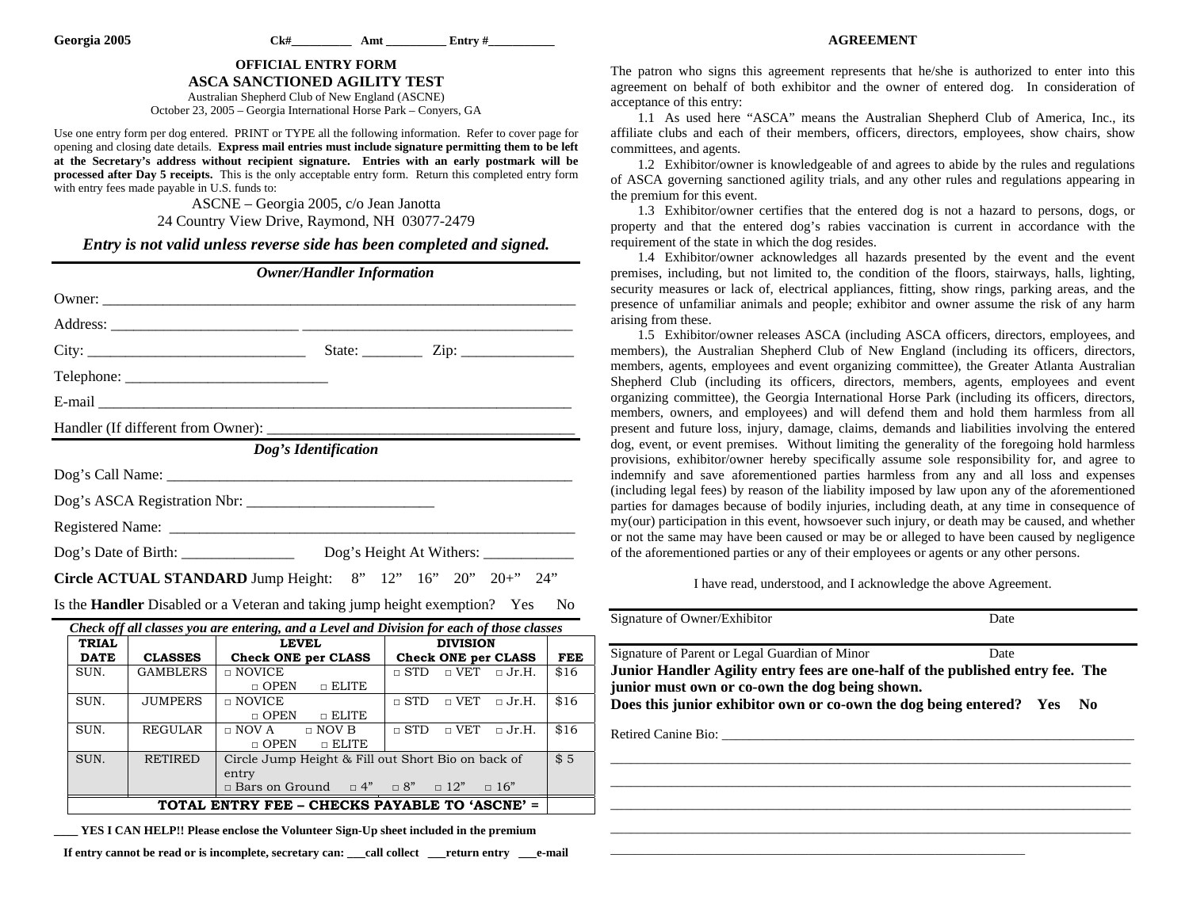**Georgia 2005** Ck#__________ Amt __________ Entry #___________

## OFFICIAL ENTRY FORM
## ASCA SANCTIONED AGILITY TEST

Australian Shepherd Club of New England (ASCNE)
October 23, 2005 – Georgia International Horse Park – Conyers, GA

Use one entry form per dog entered. PRINT or TYPE all the following information. Refer to cover page for opening and closing date details. **Express mail entries must include signature permitting them to be left at the Secretary's address without recipient signature. Entries with an early postmark will be processed after Day 5 receipts.** This is the only acceptable entry form. Return this completed entry form with entry fees made payable in U.S. funds to:

ASCNE – Georgia 2005, c/o Jean Janotta
24 Country View Drive, Raymond, NH 03077-2479

***Entry is not valid unless reverse side has been completed and signed.***

### *Owner/Handler Information*

Owner: ______________________________________________

Address: ________________________ __________________________________

City: _____________________________ State: ________ Zip: ______________

Telephone: ___________________________

E-mail ______________________________________________

Handler (If different from Owner): ________________________________________

### *Dog's Identification*

Dog's Call Name: ______________________________________________

Dog's ASCA Registration Nbr: _________________________

Registered Name: ______________________________________________

Dog's Date of Birth: ______________ Dog's Height At Withers: ___________

**Circle ACTUAL STANDARD** Jump Height: 8" 12" 16" 20" 20+" 24"

Is the **Handler** Disabled or a Veteran and taking jump height exemption? Yes No

***Check off all classes you are entering, and a Level and Division for each of those classes***

| TRIAL DATE | CLASSES | LEVEL Check ONE per CLASS | DIVISION Check ONE per CLASS | FEE |
|---|---|---|---|---|
| SUN. | GAMBLERS | □ NOVICE □ OPEN □ ELITE | □ STD □ VET □ Jr.H. | $16 |
| SUN. | JUMPERS | □ NOVICE □ OPEN □ ELITE | □ STD □ VET □ Jr.H. | $16 |
| SUN. | REGULAR | □ NOV A □ NOV B □ OPEN □ ELITE | □ STD □ VET □ Jr.H. | $16 |
| SUN. | RETIRED | Circle Jump Height & Fill out Short Bio on back of entry □ Bars on Ground □ 4" □ 8" □ 12" □ 16" | | $ 5 |
| **TOTAL ENTRY FEE – CHECKS PAYABLE TO 'ASCNE' =** | | | | |

**____ YES I CAN HELP!! Please enclose the Volunteer Sign-Up sheet included in the premium**

**If entry cannot be read or is incomplete, secretary can: ___call collect ___return entry ___e-mail**

## AGREEMENT

The patron who signs this agreement represents that he/she is authorized to enter into this agreement on behalf of both exhibitor and the owner of entered dog. In consideration of acceptance of this entry:

1.1 As used here "ASCA" means the Australian Shepherd Club of America, Inc., its affiliate clubs and each of their members, officers, directors, employees, show chairs, show committees, and agents.

1.2 Exhibitor/owner is knowledgeable of and agrees to abide by the rules and regulations of ASCA governing sanctioned agility trials, and any other rules and regulations appearing in the premium for this event.

1.3 Exhibitor/owner certifies that the entered dog is not a hazard to persons, dogs, or property and that the entered dog's rabies vaccination is current in accordance with the requirement of the state in which the dog resides.

1.4 Exhibitor/owner acknowledges all hazards presented by the event and the event premises, including, but not limited to, the condition of the floors, stairways, halls, lighting, security measures or lack of, electrical appliances, fitting, show rings, parking areas, and the presence of unfamiliar animals and people; exhibitor and owner assume the risk of any harm arising from these.

1.5 Exhibitor/owner releases ASCA (including ASCA officers, directors, employees, and members), the Australian Shepherd Club of New England (including its officers, directors, members, agents, employees and event organizing committee), the Greater Atlanta Australian Shepherd Club (including its officers, directors, members, agents, employees and event organizing committee), the Georgia International Horse Park (including its officers, directors, members, owners, and employees) and will defend them and hold them harmless from all present and future loss, injury, damage, claims, demands and liabilities involving the entered dog, event, or event premises. Without limiting the generality of the foregoing hold harmless provisions, exhibitor/owner hereby specifically assume sole responsibility for, and agree to indemnify and save aforementioned parties harmless from any and all loss and expenses (including legal fees) by reason of the liability imposed by law upon any of the aforementioned parties for damages because of bodily injuries, including death, at any time in consequence of my(our) participation in this event, howsoever such injury, or death may be caused, and whether or not the same may have been caused or may be or may be alleged to have been caused by negligence of the aforementioned parties or any of their employees or agents or any other persons.

I have read, understood, and I acknowledge the above Agreement.

______________________________________________
Signature of Owner/Exhibitor Date

______________________________________________
Signature of Parent or Legal Guardian of Minor Date

**Junior Handler Agility entry fees are one-half of the published entry fee. The junior must own or co-own the dog being shown.**
**Does this junior exhibitor own or co-own the dog being entered? Yes No**

Retired Canine Bio: ______________________________________________

______________________________________________

______________________________________________

______________________________________________

______________________________________________

______________________________________________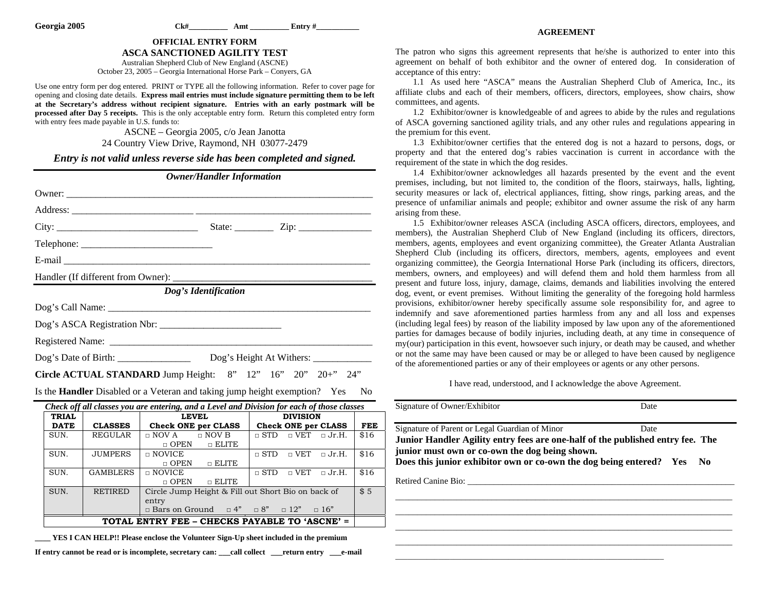Georgia 2005 Ck#__________ Amt __________ Entry #___________

## OFFICIAL ENTRY FORM

## ASCA SANCTIONED AGILITY TEST

Australian Shepherd Club of New England (ASCNE)
October 23, 2005 – Georgia International Horse Park – Conyers, GA

Use one entry form per dog entered. PRINT or TYPE all the following information. Refer to cover page for opening and closing date details. **Express mail entries must include signature permitting them to be left at the Secretary's address without recipient signature. Entries with an early postmark will be processed after Day 5 receipts.** This is the only acceptable entry form. Return this completed entry form with entry fees made payable in U.S. funds to:

ASCNE – Georgia 2005, c/o Jean Janotta
24 Country View Drive, Raymond, NH 03077-2479

***Entry is not valid unless reverse side has been completed and signed.***

### *Owner/Handler Information*

Owner: ______________________________________________________________

Address: ________________________ __________________________________

City: ____________________________ State: ________ Zip: ______________

Telephone: ___________________________

E-mail ______________________________________________________________

Handler (If different from Owner): ________________________________________

### *Dog's Identification*

Dog's Call Name: _____________________________________________________

Dog's ASCA Registration Nbr: ________________________

Registered Name: _____________________________________________________

Dog's Date of Birth: ______________ Dog's Height At Withers: ___________

**Circle ACTUAL STANDARD** Jump Height: 8" 12" 16" 20" 20+" 24"

Is the **Handler** Disabled or a Veteran and taking jump height exemption? Yes No

***Check off all classes you are entering, and a Level and Division for each of those classes***

| TRIAL DATE | CLASSES | LEVEL Check ONE per CLASS | DIVISION Check ONE per CLASS | FEE |
|---|---|---|---|---|
| SUN. | REGULAR | □ NOV A □ NOV B □ OPEN □ ELITE | □ STD □ VET □ Jr.H. | $16 |
| SUN. | JUMPERS | □ NOVICE □ OPEN □ ELITE | □ STD □ VET □ Jr.H. | $16 |
| SUN. | GAMBLERS | □ NOVICE □ OPEN □ ELITE | □ STD □ VET □ Jr.H. | $16 |
| SUN. | RETIRED | Circle Jump Height & Fill out Short Bio on back of entry □ Bars on Ground □ 4" □ 8" □ 12" □ 16" | | $ 5 |
| **TOTAL ENTRY FEE – CHECKS PAYABLE TO 'ASCNE' =** | | | | |

**____ YES I CAN HELP!! Please enclose the Volunteer Sign-Up sheet included in the premium**

**If entry cannot be read or is incomplete, secretary can: ___call collect ___return entry ___e-mail**

## AGREEMENT

The patron who signs this agreement represents that he/she is authorized to enter into this agreement on behalf of both exhibitor and the owner of entered dog. In consideration of acceptance of this entry:

1.1 As used here "ASCA" means the Australian Shepherd Club of America, Inc., its affiliate clubs and each of their members, officers, directors, employees, show chairs, show committees, and agents.

1.2 Exhibitor/owner is knowledgeable of and agrees to abide by the rules and regulations of ASCA governing sanctioned agility trials, and any other rules and regulations appearing in the premium for this event.

1.3 Exhibitor/owner certifies that the entered dog is not a hazard to persons, dogs, or property and that the entered dog's rabies vaccination is current in accordance with the requirement of the state in which the dog resides.

1.4 Exhibitor/owner acknowledges all hazards presented by the event and the event premises, including, but not limited to, the condition of the floors, stairways, halls, lighting, security measures or lack of, electrical appliances, fitting, show rings, parking areas, and the presence of unfamiliar animals and people; exhibitor and owner assume the risk of any harm arising from these.

1.5 Exhibitor/owner releases ASCA (including ASCA officers, directors, employees, and members), the Australian Shepherd Club of New England (including its officers, directors, members, agents, employees and event organizing committee), the Greater Atlanta Australian Shepherd Club (including its officers, directors, members, agents, employees and event organizing committee), the Georgia International Horse Park (including its officers, directors, members, owners, and employees) and will defend them and hold them harmless from all present and future loss, injury, damage, claims, demands and liabilities involving the entered dog, event, or event premises. Without limiting the generality of the foregoing hold harmless provisions, exhibitor/owner hereby specifically assume sole responsibility for, and agree to indemnify and save aforementioned parties harmless from any and all loss and expenses (including legal fees) by reason of the liability imposed by law upon any of the aforementioned parties for damages because of bodily injuries, including death, at any time in consequence of my(our) participation in this event, howsoever such injury, or death may be caused, and whether or not the same may have been caused or may be or alleged to have been caused by negligence of the aforementioned parties or any of their employees or agents or any other persons.

I have read, understood, and I acknowledge the above Agreement.

Signature of Owner/Exhibitor Date

Signature of Parent or Legal Guardian of Minor Date

**Junior Handler Agility entry fees are one-half of the published entry fee. The junior must own or co-own the dog being shown.**
**Does this junior exhibitor own or co-own the dog being entered? Yes No**

Retired Canine Bio: ___________________________________________________________

_____________________________________________________________________________

_____________________________________________________________________________

_____________________________________________________________________________

_____________________________________________________________________________

____________________________________________________________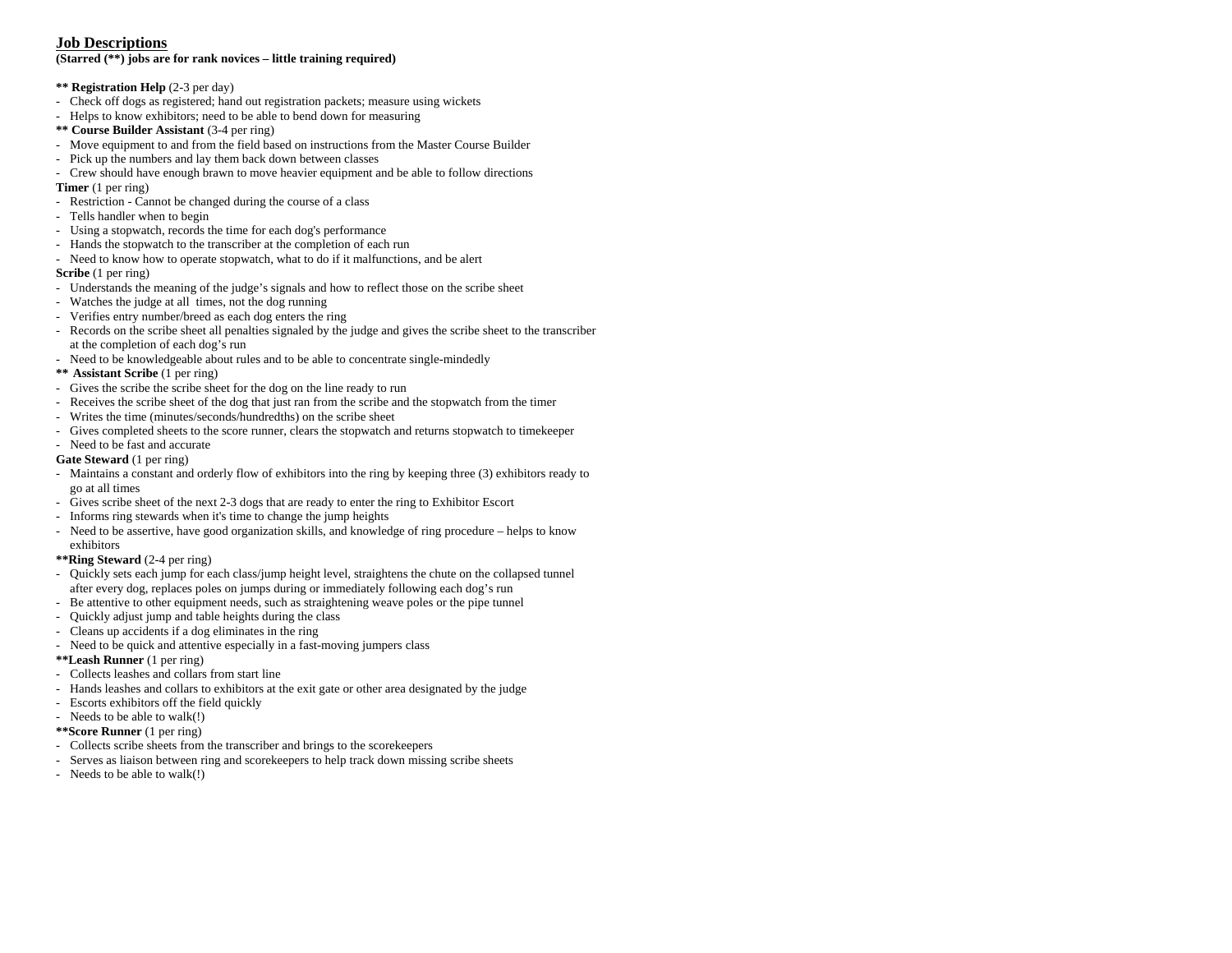## Job Descriptions

**(Starred (**) jobs are for rank novices – little training required)**

**** Registration Help** (2-3 per day)
- Check off dogs as registered; hand out registration packets; measure using wickets
- Helps to know exhibitors; need to be able to bend down for measuring

**** Course Builder Assistant** (3-4 per ring)
- Move equipment to and from the field based on instructions from the Master Course Builder
- Pick up the numbers and lay them back down between classes
- Crew should have enough brawn to move heavier equipment and be able to follow directions

**Timer** (1 per ring)
- Restriction - Cannot be changed during the course of a class
- Tells handler when to begin
- Using a stopwatch, records the time for each dog's performance
- Hands the stopwatch to the transcriber at the completion of each run
- Need to know how to operate stopwatch, what to do if it malfunctions, and be alert

**Scribe** (1 per ring)
- Understands the meaning of the judge's signals and how to reflect those on the scribe sheet
- Watches the judge at all times, not the dog running
- Verifies entry number/breed as each dog enters the ring
- Records on the scribe sheet all penalties signaled by the judge and gives the scribe sheet to the transcriber at the completion of each dog's run
- Need to be knowledgeable about rules and to be able to concentrate single-mindedly

**** Assistant Scribe** (1 per ring)
- Gives the scribe the scribe sheet for the dog on the line ready to run
- Receives the scribe sheet of the dog that just ran from the scribe and the stopwatch from the timer
- Writes the time (minutes/seconds/hundredths) on the scribe sheet
- Gives completed sheets to the score runner, clears the stopwatch and returns stopwatch to timekeeper
- Need to be fast and accurate

**Gate Steward** (1 per ring)
- Maintains a constant and orderly flow of exhibitors into the ring by keeping three (3) exhibitors ready to go at all times
- Gives scribe sheet of the next 2-3 dogs that are ready to enter the ring to Exhibitor Escort
- Informs ring stewards when it's time to change the jump heights
- Need to be assertive, have good organization skills, and knowledge of ring procedure – helps to know exhibitors

****Ring Steward** (2-4 per ring)
- Quickly sets each jump for each class/jump height level, straightens the chute on the collapsed tunnel after every dog, replaces poles on jumps during or immediately following each dog's run
- Be attentive to other equipment needs, such as straightening weave poles or the pipe tunnel
- Quickly adjust jump and table heights during the class
- Cleans up accidents if a dog eliminates in the ring
- Need to be quick and attentive especially in a fast-moving jumpers class

****Leash Runner** (1 per ring)
- Collects leashes and collars from start line
- Hands leashes and collars to exhibitors at the exit gate or other area designated by the judge
- Escorts exhibitors off the field quickly
- Needs to be able to walk(!)

****Score Runner** (1 per ring)
- Collects scribe sheets from the transcriber and brings to the scorekeepers
- Serves as liaison between ring and scorekeepers to help track down missing scribe sheets
- Needs to be able to walk(!)